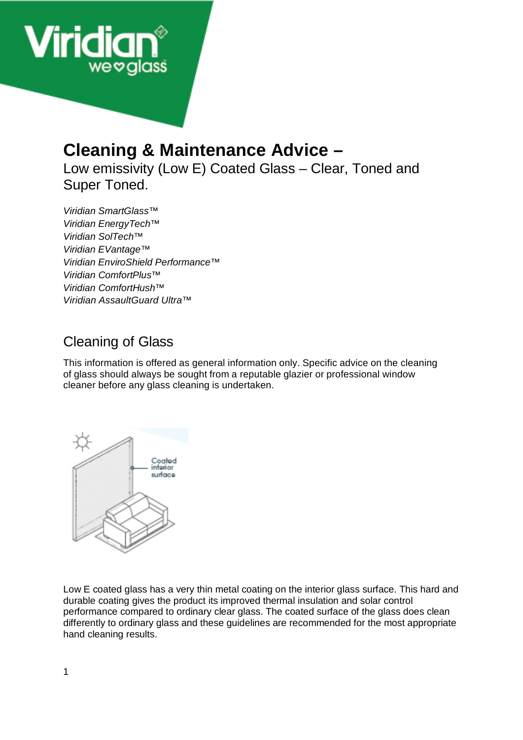# Cleaning & Maintenance Advice –

Low emissivity (Low E) Coated Glass – Clear, Toned and Super Toned.

*Viridian SmartGlass™*
*Viridian EnergyTech™*
*Viridian SolTech™*
*Viridian EVantage™*
*Viridian EnviroShield Performance™*
*Viridian ComfortPlus™*
*Viridian ComfortHush™*
*Viridian AssaultGuard Ultra™*

## Cleaning of Glass

This information is offered as general information only. Specific advice on the cleaning of glass should always be sought from a reputable glazier or professional window cleaner before any glass cleaning is undertaken.

Low E coated glass has a very thin metal coating on the interior glass surface. This hard and durable coating gives the product its improved thermal insulation and solar control performance compared to ordinary clear glass. The coated surface of the glass does clean differently to ordinary glass and these guidelines are recommended for the most appropriate hand cleaning results.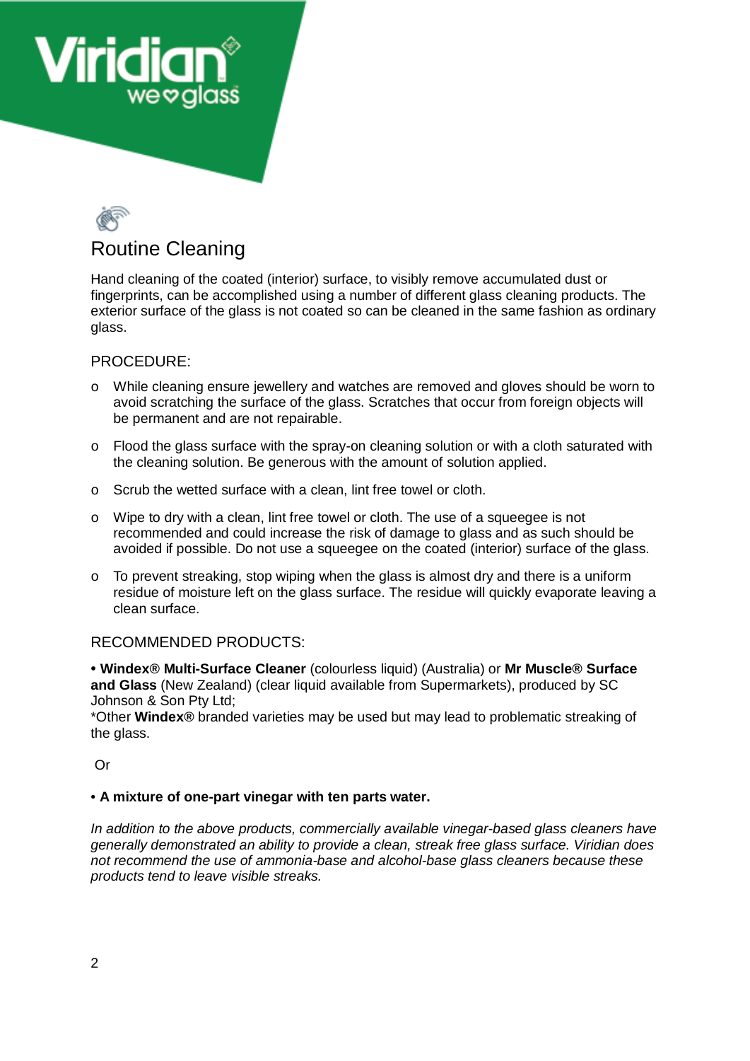## Routine Cleaning

Hand cleaning of the coated (interior) surface, to visibly remove accumulated dust or fingerprints, can be accomplished using a number of different glass cleaning products. The exterior surface of the glass is not coated so can be cleaned in the same fashion as ordinary glass.

PROCEDURE:

- While cleaning ensure jewellery and watches are removed and gloves should be worn to avoid scratching the surface of the glass. Scratches that occur from foreign objects will be permanent and are not repairable.
- Flood the glass surface with the spray-on cleaning solution or with a cloth saturated with the cleaning solution. Be generous with the amount of solution applied.
- Scrub the wetted surface with a clean, lint free towel or cloth.
- Wipe to dry with a clean, lint free towel or cloth. The use of a squeegee is not recommended and could increase the risk of damage to glass and as such should be avoided if possible. Do not use a squeegee on the coated (interior) surface of the glass.
- To prevent streaking, stop wiping when the glass is almost dry and there is a uniform residue of moisture left on the glass surface. The residue will quickly evaporate leaving a clean surface.

RECOMMENDED PRODUCTS:

• **Windex® Multi-Surface Cleaner** (colourless liquid) (Australia) or **Mr Muscle® Surface and Glass** (New Zealand) (clear liquid available from Supermarkets), produced by SC Johnson & Son Pty Ltd;
*Other **Windex®** branded varieties may be used but may lead to problematic streaking of the glass.

Or

• **A mixture of one-part vinegar with ten parts water.**

*In addition to the above products, commercially available vinegar-based glass cleaners have generally demonstrated an ability to provide a clean, streak free glass surface. Viridian does not recommend the use of ammonia-base and alcohol-base glass cleaners because these products tend to leave visible streaks.*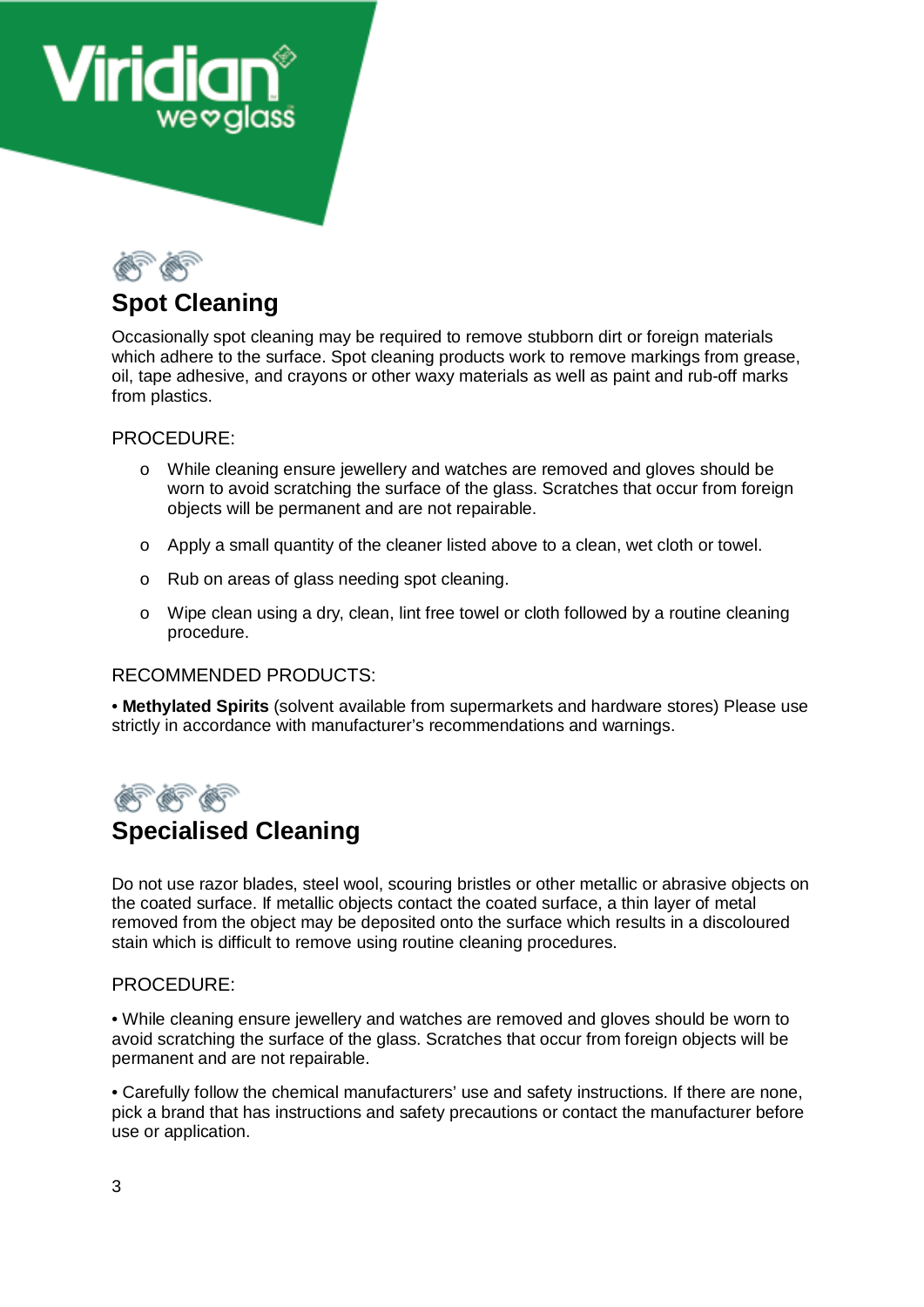## Spot Cleaning

Occasionally spot cleaning may be required to remove stubborn dirt or foreign materials which adhere to the surface. Spot cleaning products work to remove markings from grease, oil, tape adhesive, and crayons or other waxy materials as well as paint and rub-off marks from plastics.

PROCEDURE:

- While cleaning ensure jewellery and watches are removed and gloves should be worn to avoid scratching the surface of the glass. Scratches that occur from foreign objects will be permanent and are not repairable.
- Apply a small quantity of the cleaner listed above to a clean, wet cloth or towel.
- Rub on areas of glass needing spot cleaning.
- Wipe clean using a dry, clean, lint free towel or cloth followed by a routine cleaning procedure.

RECOMMENDED PRODUCTS:

• **Methylated Spirits** (solvent available from supermarkets and hardware stores) Please use strictly in accordance with manufacturer's recommendations and warnings.

## Specialised Cleaning

Do not use razor blades, steel wool, scouring bristles or other metallic or abrasive objects on the coated surface. If metallic objects contact the coated surface, a thin layer of metal removed from the object may be deposited onto the surface which results in a discoloured stain which is difficult to remove using routine cleaning procedures.

PROCEDURE:

• While cleaning ensure jewellery and watches are removed and gloves should be worn to avoid scratching the surface of the glass. Scratches that occur from foreign objects will be permanent and are not repairable.

• Carefully follow the chemical manufacturers' use and safety instructions. If there are none, pick a brand that has instructions and safety precautions or contact the manufacturer before use or application.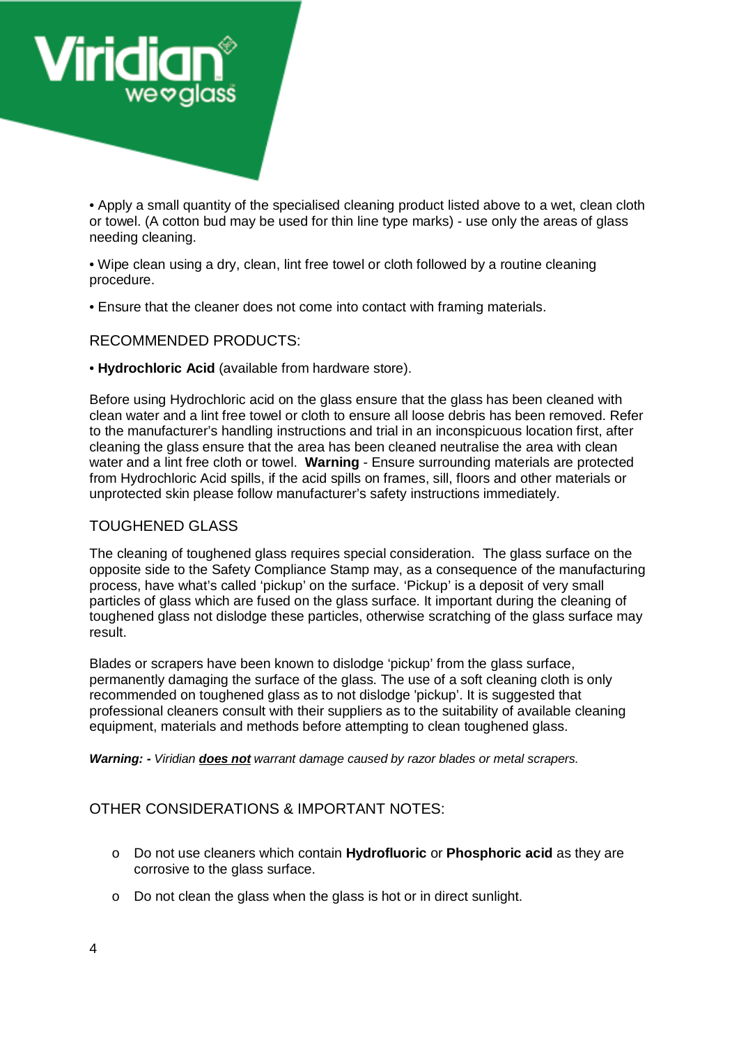- Apply a small quantity of the specialised cleaning product listed above to a wet, clean cloth or towel. (A cotton bud may be used for thin line type marks) - use only the areas of glass needing cleaning.
- Wipe clean using a dry, clean, lint free towel or cloth followed by a routine cleaning procedure.
- Ensure that the cleaner does not come into contact with framing materials.

## RECOMMENDED PRODUCTS:

- **Hydrochloric Acid** (available from hardware store).

Before using Hydrochloric acid on the glass ensure that the glass has been cleaned with clean water and a lint free towel or cloth to ensure all loose debris has been removed. Refer to the manufacturer's handling instructions and trial in an inconspicuous location first, after cleaning the glass ensure that the area has been cleaned neutralise the area with clean water and a lint free cloth or towel. **Warning** - Ensure surrounding materials are protected from Hydrochloric Acid spills, if the acid spills on frames, sill, floors and other materials or unprotected skin please follow manufacturer's safety instructions immediately.

## TOUGHENED GLASS

The cleaning of toughened glass requires special consideration. The glass surface on the opposite side to the Safety Compliance Stamp may, as a consequence of the manufacturing process, have what's called 'pickup' on the surface. 'Pickup' is a deposit of very small particles of glass which are fused on the glass surface. It important during the cleaning of toughened glass not dislodge these particles, otherwise scratching of the glass surface may result.

Blades or scrapers have been known to dislodge 'pickup' from the glass surface, permanently damaging the surface of the glass. The use of a soft cleaning cloth is only recommended on toughened glass as to not dislodge 'pickup'. It is suggested that professional cleaners consult with their suppliers as to the suitability of available cleaning equipment, materials and methods before attempting to clean toughened glass.

***Warning: -*** *Viridian* ***does not*** *warrant damage caused by razor blades or metal scrapers.*

## OTHER CONSIDERATIONS & IMPORTANT NOTES:

- Do not use cleaners which contain **Hydrofluoric** or **Phosphoric acid** as they are corrosive to the glass surface.
- Do not clean the glass when the glass is hot or in direct sunlight.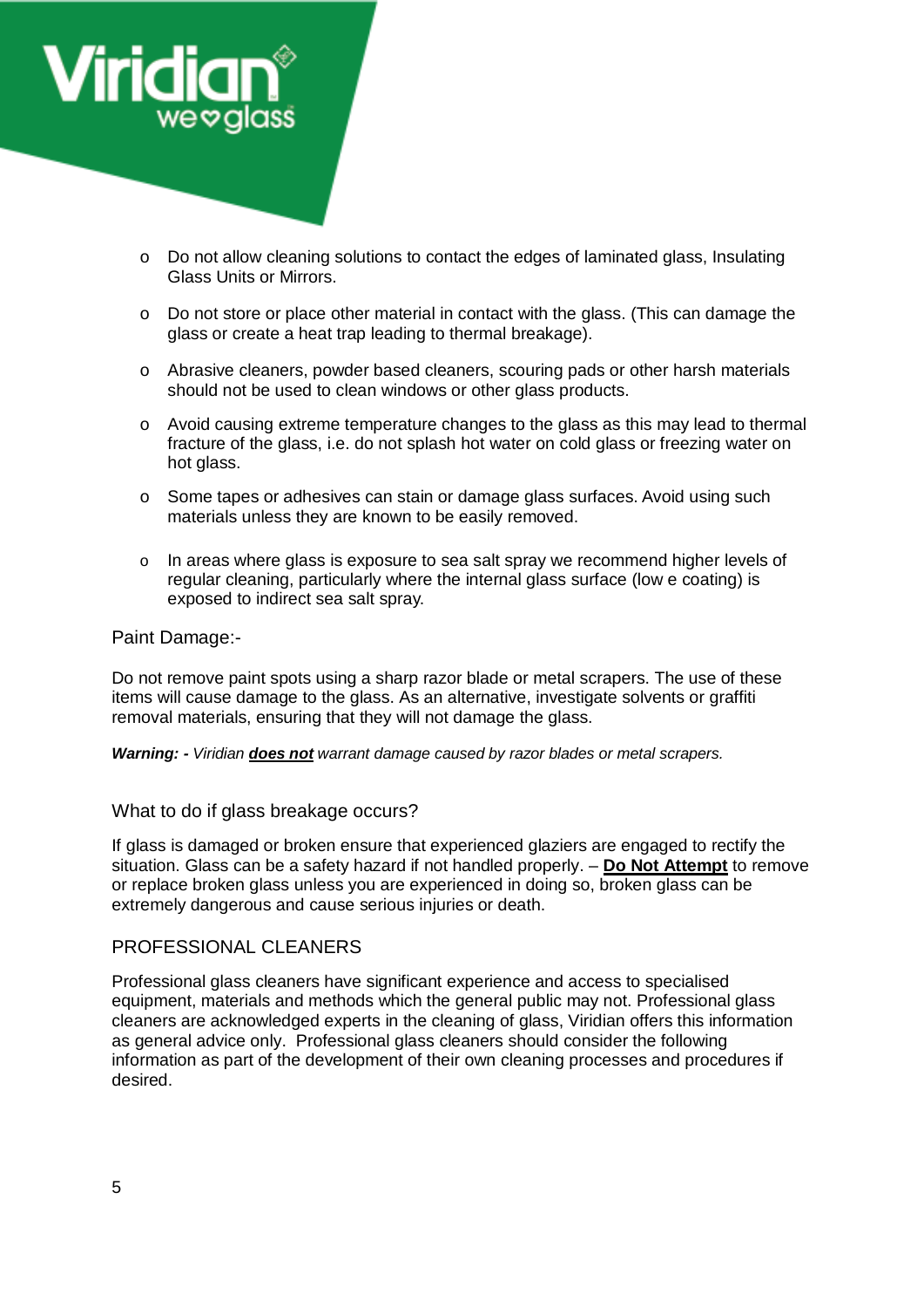- Do not allow cleaning solutions to contact the edges of laminated glass, Insulating Glass Units or Mirrors.
- Do not store or place other material in contact with the glass. (This can damage the glass or create a heat trap leading to thermal breakage).
- Abrasive cleaners, powder based cleaners, scouring pads or other harsh materials should not be used to clean windows or other glass products.
- Avoid causing extreme temperature changes to the glass as this may lead to thermal fracture of the glass, i.e. do not splash hot water on cold glass or freezing water on hot glass.
- Some tapes or adhesives can stain or damage glass surfaces. Avoid using such materials unless they are known to be easily removed.
- In areas where glass is exposure to sea salt spray we recommend higher levels of regular cleaning, particularly where the internal glass surface (low e coating) is exposed to indirect sea salt spray.

## Paint Damage:-

Do not remove paint spots using a sharp razor blade or metal scrapers. The use of these items will cause damage to the glass. As an alternative, investigate solvents or graffiti removal materials, ensuring that they will not damage the glass.

***Warning: -*** *Viridian* ***does not*** *warrant damage caused by razor blades or metal scrapers.*

## What to do if glass breakage occurs?

If glass is damaged or broken ensure that experienced glaziers are engaged to rectify the situation. Glass can be a safety hazard if not handled properly. – **Do Not Attempt** to remove or replace broken glass unless you are experienced in doing so, broken glass can be extremely dangerous and cause serious injuries or death.

## PROFESSIONAL CLEANERS

Professional glass cleaners have significant experience and access to specialised equipment, materials and methods which the general public may not. Professional glass cleaners are acknowledged experts in the cleaning of glass, Viridian offers this information as general advice only. Professional glass cleaners should consider the following information as part of the development of their own cleaning processes and procedures if desired.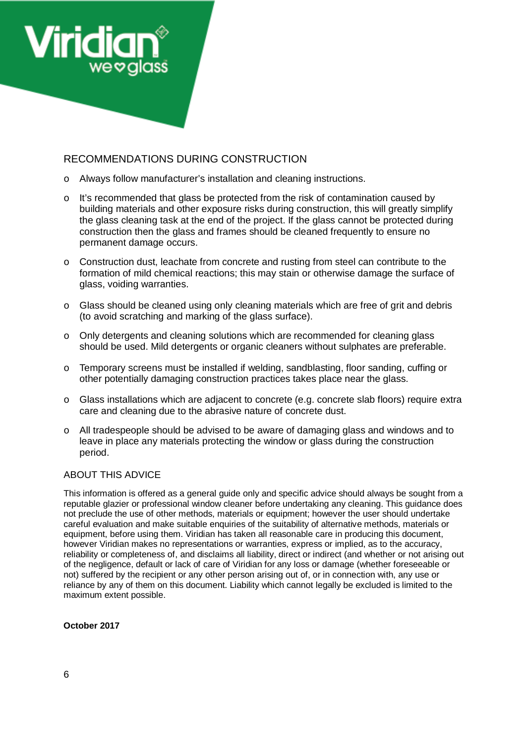## RECOMMENDATIONS DURING CONSTRUCTION

- Always follow manufacturer's installation and cleaning instructions.
- It's recommended that glass be protected from the risk of contamination caused by building materials and other exposure risks during construction, this will greatly simplify the glass cleaning task at the end of the project. If the glass cannot be protected during construction then the glass and frames should be cleaned frequently to ensure no permanent damage occurs.
- Construction dust, leachate from concrete and rusting from steel can contribute to the formation of mild chemical reactions; this may stain or otherwise damage the surface of glass, voiding warranties.
- Glass should be cleaned using only cleaning materials which are free of grit and debris (to avoid scratching and marking of the glass surface).
- Only detergents and cleaning solutions which are recommended for cleaning glass should be used. Mild detergents or organic cleaners without sulphates are preferable.
- Temporary screens must be installed if welding, sandblasting, floor sanding, cuffing or other potentially damaging construction practices takes place near the glass.
- Glass installations which are adjacent to concrete (e.g. concrete slab floors) require extra care and cleaning due to the abrasive nature of concrete dust.
- All tradespeople should be advised to be aware of damaging glass and windows and to leave in place any materials protecting the window or glass during the construction period.

## ABOUT THIS ADVICE

This information is offered as a general guide only and specific advice should always be sought from a reputable glazier or professional window cleaner before undertaking any cleaning. This guidance does not preclude the use of other methods, materials or equipment; however the user should undertake careful evaluation and make suitable enquiries of the suitability of alternative methods, materials or equipment, before using them. Viridian has taken all reasonable care in producing this document, however Viridian makes no representations or warranties, express or implied, as to the accuracy, reliability or completeness of, and disclaims all liability, direct or indirect (and whether or not arising out of the negligence, default or lack of care of Viridian for any loss or damage (whether foreseeable or not) suffered by the recipient or any other person arising out of, or in connection with, any use or reliance by any of them on this document. Liability which cannot legally be excluded is limited to the maximum extent possible.

**October 2017**